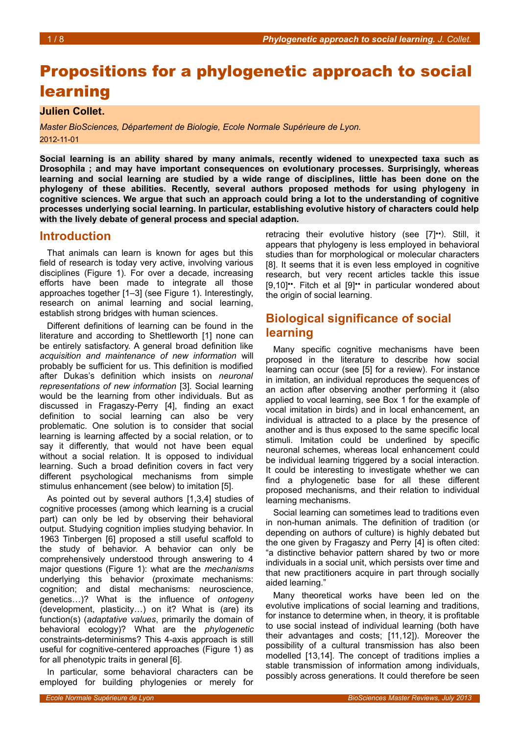# Propositions for a phylogenetic approach to social learning

**Julien Collet.**

*Master BioSciences, Département de Biologie, Ecole Normale Supérieure de Lyon.*

2012-11-01

**Social learning is an ability shared by many animals, recently widened to unexpected taxa such as Drosophila ; and may have important consequences on evolutionary processes. Surprisingly, whereas learning and social learning are studied by a wide range of disciplines, little has been done on the phylogeny of these abilities. Recently, several authors proposed methods for using phylogeny in cognitive sciences. We argue that such an approach could bring a lot to the understanding of cognitive processes underlying social learning. In particular, establishing evolutive history of characters could help with the lively debate of general process and special adaption.**

## Introduction

That animals can learn is known for ages but this field of research is today very active, involving various disciplines (Figure 1). For over a decade, increasing efforts have been made to integrate all those approaches together [1–3] (see Figure 1). Interestingly, research on animal learning and social learning, establish strong bridges with human sciences.

Different definitions of learning can be found in the literature and according to Shettleworth [1] none can be entirely satisfactory. A general broad definition like *acquisition and maintenance of new information* will probably be sufficient for us. This definition is modified after Dukas's definition which insists on *neuronal representations of new information* [3]. Social learning would be the learning from other individuals. But as discussed in Fragaszy-Perry [4], finding an exact definition to social learning can also be very problematic. One solution is to consider that social learning is learning affected by a social relation, or to say it differently, that would not have been equal without a social relation. It is opposed to individual learning. Such a broad definition covers in fact very different psychological mechanisms from simple stimulus enhancement (see below) to imitation [5].

As pointed out by several authors [1,3,4] studies of cognitive processes (among which learning is a crucial part) can only be led by observing their behavioral output. Studying cognition implies studying behavior. In 1963 Tinbergen [6] proposed a still useful scaffold to the study of behavior. A behavior can only be comprehensively understood through answering to 4 major questions (Figure 1): what are the *mechanisms* underlying this behavior (proximate mechanisms: cognition; and distal mechanisms: neuroscience, genetics…)? What is the influence of *ontogeny* (development, plasticity…) on it? What is (are) its function(s) (*adaptative values*, primarily the domain of behavioral ecology)? What are the *phylogenetic* constraints-determinisms? This 4-axis approach is still useful for cognitive-centered approaches (Figure 1) as for all phenotypic traits in general [6].

In particular, some behavioral characters can be employed for building phylogenies or merely for retracing their evolutive history (see [7]••). Still, it appears that phylogeny is less employed in behavioral studies than for morphological or molecular characters [8]. It seems that it is even less employed in cognitive research, but very recent articles tackle this issue [9,10]••. Fitch et al [9]•• in particular wondered about the origin of social learning.

## Biological significance of social learning

Many specific cognitive mechanisms have been proposed in the literature to describe how social learning can occur (see [5] for a review). For instance in imitation, an individual reproduces the sequences of an action after observing another performing it (also applied to vocal learning, see Box 1 for the example of vocal imitation in birds) and in local enhancement, an individual is attracted to a place by the presence of another and is thus exposed to the same specific local stimuli. Imitation could be underlined by specific neuronal schemes, whereas local enhancement could be individual learning triggered by a social interaction. It could be interesting to investigate whether we can find a phylogenetic base for all these different proposed mechanisms, and their relation to individual learning mechanisms.

Social learning can sometimes lead to traditions even in non-human animals. The definition of tradition (or depending on authors of culture) is highly debated but the one given by Fragaszy and Perry [4] is often cited: "a distinctive behavior pattern shared by two or more individuals in a social unit, which persists over time and that new practitioners acquire in part through socially aided learning."

Many theoretical works have been led on the evolutive implications of social learning and traditions, for instance to determine when, in theory, it is profitable to use social instead of individual learning (both have their advantages and costs; [11,12]). Moreover the possibility of a cultural transmission has also been modelled [13,14]. The concept of traditions implies a stable transmission of information among individuals, possibly across generations. It could therefore be seen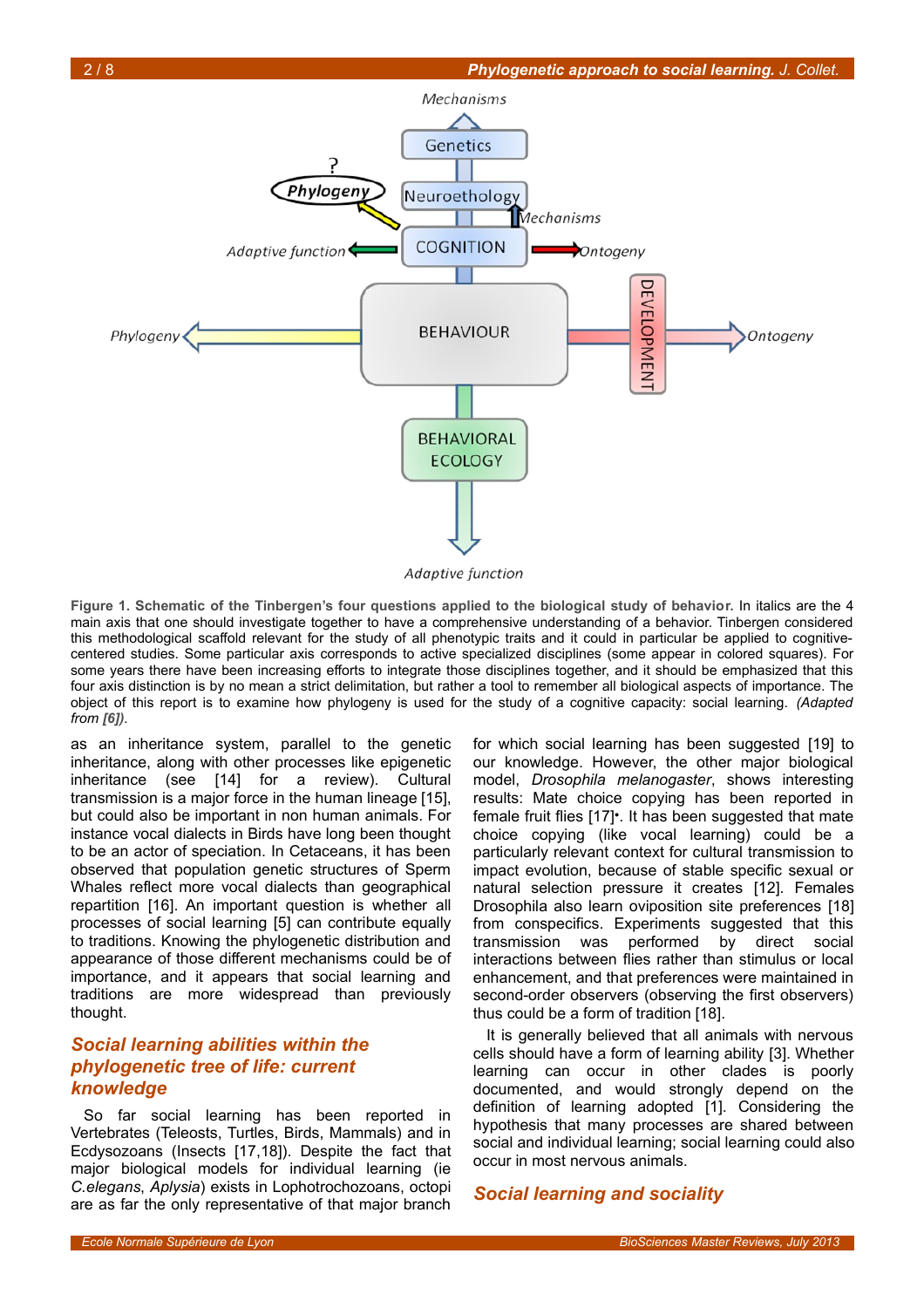**Figure 1. Schematic of the Tinbergen's four questions applied to the biological study of behavior.** In italics are the 4 main axis that one should investigate together to have a comprehensive understanding of a behavior. Tinbergen considered this methodological scaffold relevant for the study of all phenotypic traits and it could in particular be applied to cognitive-centered studies. Some particular axis corresponds to active specialized disciplines (some appear in colored squares). For some years there have been increasing efforts to integrate those disciplines together, and it should be emphasized that this four axis distinction is by no mean a strict delimitation, but rather a tool to remember all biological aspects of importance. The object of this report is to examine how phylogeny is used for the study of a cognitive capacity: social learning. *(Adapted from [6])*.

as an inheritance system, parallel to the genetic inheritance, along with other processes like epigenetic inheritance (see [14] for a review). Cultural transmission is a major force in the human lineage [15], but could also be important in non human animals. For instance vocal dialects in Birds have long been thought to be an actor of speciation. In Cetaceans, it has been observed that population genetic structures of Sperm Whales reflect more vocal dialects than geographical repartition [16]. An important question is whether all processes of social learning [5] can contribute equally to traditions. Knowing the phylogenetic distribution and appearance of those different mechanisms could be of importance, and it appears that social learning and traditions are more widespread than previously thought.

## Social learning abilities within the phylogenetic tree of life: current knowledge

So far social learning has been reported in Vertebrates (Teleosts, Turtles, Birds, Mammals) and in Ecdysozoans (Insects [17,18]). Despite the fact that major biological models for individual learning (ie *C.elegans*, *Aplysia*) exists in Lophotrochozoans, octopi are as far the only representative of that major branch for which social learning has been suggested [19] to our knowledge. However, the other major biological model, *Drosophila melanogaster*, shows interesting results: Mate choice copying has been reported in female fruit flies [17]•. It has been suggested that mate choice copying (like vocal learning) could be a particularly relevant context for cultural transmission to impact evolution, because of stable specific sexual or natural selection pressure it creates [12]. Females Drosophila also learn oviposition site preferences [18] from conspecifics. Experiments suggested that this transmission was performed by direct social interactions between flies rather than stimulus or local enhancement, and that preferences were maintained in second-order observers (observing the first observers) thus could be a form of tradition [18].

It is generally believed that all animals with nervous cells should have a form of learning ability [3]. Whether learning can occur in other clades is poorly documented, and would strongly depend on the definition of learning adopted [1]. Considering the hypothesis that many processes are shared between social and individual learning; social learning could also occur in most nervous animals.

## Social learning and sociality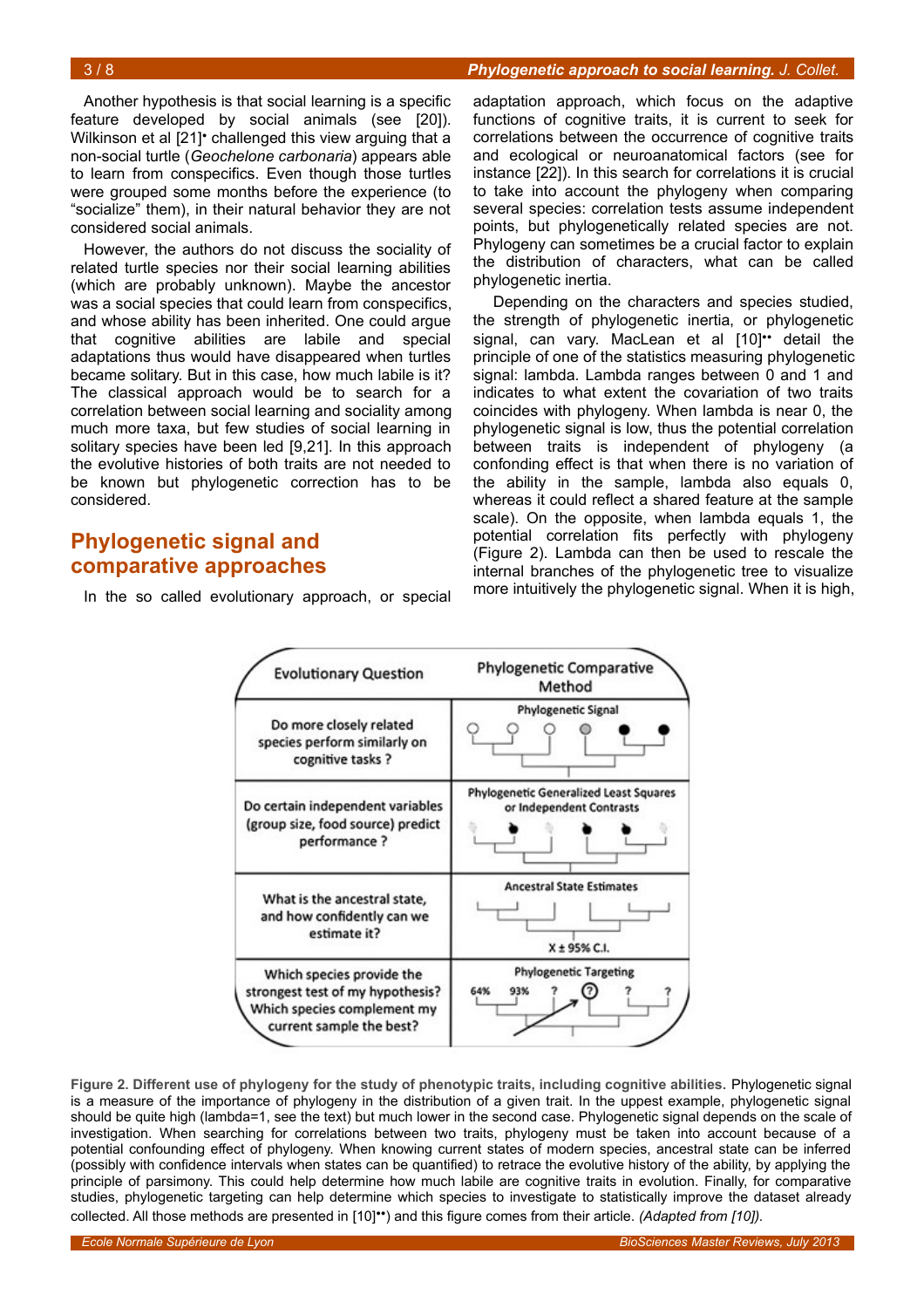Another hypothesis is that social learning is a specific feature developed by social animals (see [20]). Wilkinson et al [21]• challenged this view arguing that a non-social turtle (*Geochelone carbonaria*) appears able to learn from conspecifics. Even though those turtles were grouped some months before the experience (to "socialize" them), in their natural behavior they are not considered social animals.

However, the authors do not discuss the sociality of related turtle species nor their social learning abilities (which are probably unknown). Maybe the ancestor was a social species that could learn from conspecifics, and whose ability has been inherited. One could argue that cognitive abilities are labile and special adaptations thus would have disappeared when turtles became solitary. But in this case, how much labile is it? The classical approach would be to search for a correlation between social learning and sociality among much more taxa, but few studies of social learning in solitary species have been led [9,21]. In this approach the evolutive histories of both traits are not needed to be known but phylogenetic correction has to be considered.

## Phylogenetic signal and comparative approaches

In the so called evolutionary approach, or special adaptation approach, which focus on the adaptive functions of cognitive traits, it is current to seek for correlations between the occurrence of cognitive traits and ecological or neuroanatomical factors (see for instance [22]). In this search for correlations it is crucial to take into account the phylogeny when comparing several species: correlation tests assume independent points, but phylogenetically related species are not. Phylogeny can sometimes be a crucial factor to explain the distribution of characters, what can be called phylogenetic inertia.

Depending on the characters and species studied, the strength of phylogenetic inertia, or phylogenetic signal, can vary. MacLean et al [10]•• detail the principle of one of the statistics measuring phylogenetic signal: lambda. Lambda ranges between 0 and 1 and indicates to what extent the covariation of two traits coincides with phylogeny. When lambda is near 0, the phylogenetic signal is low, thus the potential correlation between traits is independent of phylogeny (a confonding effect is that when there is no variation of the ability in the sample, lambda also equals 0, whereas it could reflect a shared feature at the sample scale). On the opposite, when lambda equals 1, the potential correlation fits perfectly with phylogeny (Figure 2). Lambda can then be used to rescale the internal branches of the phylogenetic tree to visualize more intuitively the phylogenetic signal. When it is high,

| Evolutionary Question | Phylogenetic Comparative Method |
|---|---|
| Do more closely related species perform similarly on cognitive tasks ? | Phylogenetic Signal |
| Do certain independent variables (group size, food source) predict performance ? | Phylogenetic Generalized Least Squares or Independent Contrasts |
| What is the ancestral state, and how confidently can we estimate it? | Ancestral State Estimates (X ± 95% C.I.) |
| Which species provide the strongest test of my hypothesis? Which species complement my current sample the best? | Phylogenetic Targeting (64%, 93%, ?, ?, ?, ?) |

**Figure 2. Different use of phylogeny for the study of phenotypic traits, including cognitive abilities.** Phylogenetic signal is a measure of the importance of phylogeny in the distribution of a given trait. In the uppest example, phylogenetic signal should be quite high (lambda=1, see the text) but much lower in the second case. Phylogenetic signal depends on the scale of investigation. When searching for correlations between two traits, phylogeny must be taken into account because of a potential confounding effect of phylogeny. When knowing current states of modern species, ancestral state can be inferred (possibly with confidence intervals when states can be quantified) to retrace the evolutive history of the ability, by applying the principle of parsimony. This could help determine how much labile are cognitive traits in evolution. Finally, for comparative studies, phylogenetic targeting can help determine which species to investigate to statistically improve the dataset already collected. All those methods are presented in [10]••) and this figure comes from their article. *(Adapted from [10]).*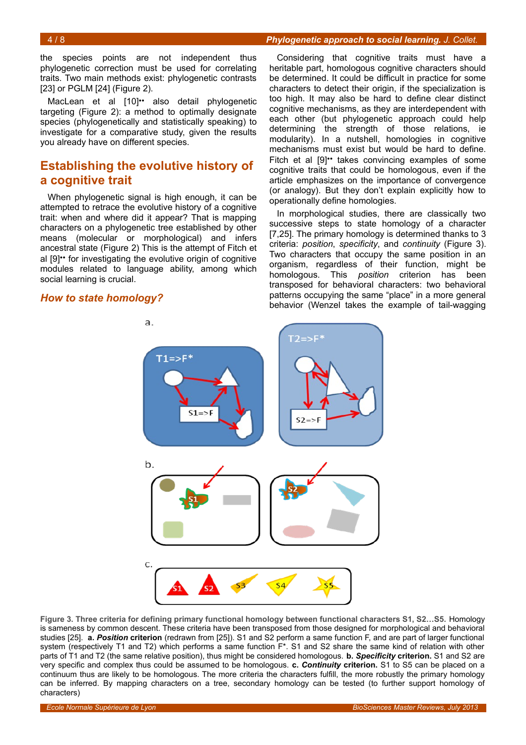the species points are not independent thus phylogenetic correction must be used for correlating traits. Two main methods exist: phylogenetic contrasts [23] or PGLM [24] (Figure 2).

MacLean et al [10]•• also detail phylogenetic targeting (Figure 2): a method to optimally designate species (phylogenetically and statistically speaking) to investigate for a comparative study, given the results you already have on different species.

## Establishing the evolutive history of a cognitive trait

When phylogenetic signal is high enough, it can be attempted to retrace the evolutive history of a cognitive trait: when and where did it appear? That is mapping characters on a phylogenetic tree established by other means (molecular or morphological) and infers ancestral state (Figure 2) This is the attempt of Fitch et al [9]•• for investigating the evolutive origin of cognitive modules related to language ability, among which social learning is crucial.

### *How to state homology?*

Considering that cognitive traits must have a heritable part, homologous cognitive characters should be determined. It could be difficult in practice for some characters to detect their origin, if the specialization is too high. It may also be hard to define clear distinct cognitive mechanisms, as they are interdependent with each other (but phylogenetic approach could help determining the strength of those relations, ie modularity). In a nutshell, homologies in cognitive mechanisms must exist but would be hard to define. Fitch et al [9]•• takes convincing examples of some cognitive traits that could be homologous, even if the article emphasizes on the importance of convergence (or analogy). But they don't explain explicitly how to operationally define homologies.

In morphological studies, there are classically two successive steps to state homology of a character [7,25]. The primary homology is determined thanks to 3 criteria: *position*, *specificity*, and *continuity* (Figure 3). Two characters that occupy the same position in an organism, regardless of their function, might be homologous. This *position* criterion has been transposed for behavioral characters: two behavioral patterns occupying the same "place" in a more general behavior (Wenzel takes the example of tail-wagging

**Figure 3. Three criteria for defining primary functional homology between functional characters S1, S2…S5.** Homology is sameness by common descent. These criteria have been transposed from those designed for morphological and behavioral studies [25]. **a. *Position* criterion** (redrawn from [25]). S1 and S2 perform a same function F, and are part of larger functional system (respectively T1 and T2) which performs a same function F*. S1 and S2 share the same kind of relation with other parts of T1 and T2 (the same relative position), thus might be considered homologous. **b. *Specificity* criterion.** S1 and S2 are very specific and complex thus could be assumed to be homologous. **c. *Continuity* criterion.** S1 to S5 can be placed on a continuum thus are likely to be homologous. The more criteria the characters fulfill, the more robustly the primary homology can be inferred. By mapping characters on a tree, secondary homology can be tested (to further support homology of characters)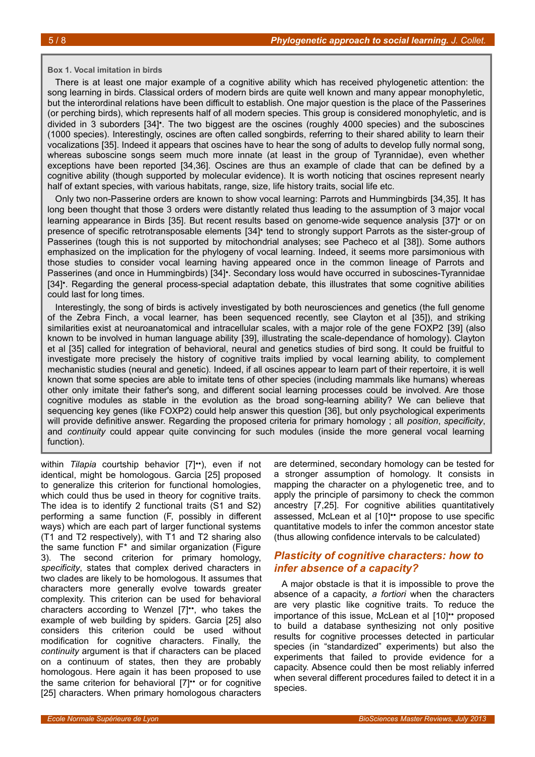**Box 1. Vocal imitation in birds**

There is at least one major example of a cognitive ability which has received phylogenetic attention: the song learning in birds. Classical orders of modern birds are quite well known and many appear monophyletic, but the interordinal relations have been difficult to establish. One major question is the place of the Passerines (or perching birds), which represents half of all modern species. This group is considered monophyletic, and is divided in 3 suborders [34]•. The two biggest are the oscines (roughly 4000 species) and the suboscines (1000 species). Interestingly, oscines are often called songbirds, referring to their shared ability to learn their vocalizations [35]. Indeed it appears that oscines have to hear the song of adults to develop fully normal song, whereas suboscine songs seem much more innate (at least in the group of Tyrannidae), even whether exceptions have been reported [34,36]. Oscines are thus an example of clade that can be defined by a cognitive ability (though supported by molecular evidence). It is worth noticing that oscines represent nearly half of extant species, with various habitats, range, size, life history traits, social life etc.

Only two non-Passerine orders are known to show vocal learning: Parrots and Hummingbirds [34,35]. It has long been thought that those 3 orders were distantly related thus leading to the assumption of 3 major vocal learning appearance in Birds [35]. But recent results based on genome-wide sequence analysis [37]• or on presence of specific retrotransposable elements [34]• tend to strongly support Parrots as the sister-group of Passerines (tough this is not supported by mitochondrial analyses; see Pacheco et al [38]). Some authors emphasized on the implication for the phylogeny of vocal learning. Indeed, it seems more parsimonious with those studies to consider vocal learning having appeared once in the common lineage of Parrots and Passerines (and once in Hummingbirds) [34]•. Secondary loss would have occurred in suboscines-Tyrannidae [34]•. Regarding the general process-special adaptation debate, this illustrates that some cognitive abilities could last for long times.

Interestingly, the song of birds is actively investigated by both neurosciences and genetics (the full genome of the Zebra Finch, a vocal learner, has been sequenced recently, see Clayton et al [35]), and striking similarities exist at neuroanatomical and intracellular scales, with a major role of the gene FOXP2 [39] (also known to be involved in human language ability [39], illustrating the scale-dependance of homology). Clayton et al [35] called for integration of behavioral, neural and genetics studies of bird song. It could be fruitful to investigate more precisely the history of cognitive traits implied by vocal learning ability, to complement mechanistic studies (neural and genetic). Indeed, if all oscines appear to learn part of their repertoire, it is well known that some species are able to imitate tens of other species (including mammals like humans) whereas other only imitate their father's song, and different social learning processes could be involved. Are those cognitive modules as stable in the evolution as the broad song-learning ability? We can believe that sequencing key genes (like FOXP2) could help answer this question [36], but only psychological experiments will provide definitive answer. Regarding the proposed criteria for primary homology ; all *position*, *specificity*, and *continuity* could appear quite convincing for such modules (inside the more general vocal learning function).

within *Tilapia* courtship behavior [7]••), even if not identical, might be homologous. Garcia [25] proposed to generalize this criterion for functional homologies, which could thus be used in theory for cognitive traits. The idea is to identify 2 functional traits (S1 and S2) performing a same function (F, possibly in different ways) which are each part of larger functional systems (T1 and T2 respectively), with T1 and T2 sharing also the same function F* and similar organization (Figure 3). The second criterion for primary homology, *specificity*, states that complex derived characters in two clades are likely to be homologous. It assumes that characters more generally evolve towards greater complexity. This criterion can be used for behavioral characters according to Wenzel [7]••, who takes the example of web building by spiders. Garcia [25] also considers this criterion could be used without modification for cognitive characters. Finally, the *continuity* argument is that if characters can be placed on a continuum of states, then they are probably homologous. Here again it has been proposed to use the same criterion for behavioral [7]•• or for cognitive [25] characters. When primary homologous characters are determined, secondary homology can be tested for a stronger assumption of homology. It consists in mapping the character on a phylogenetic tree, and to apply the principle of parsimony to check the common ancestry [7,25]. For cognitive abilities quantitatively assessed, McLean et al [10]•• propose to use specific quantitative models to infer the common ancestor state (thus allowing confidence intervals to be calculated)

## *Plasticity of cognitive characters: how to infer absence of a capacity?*

A major obstacle is that it is impossible to prove the absence of a capacity, *a fortiori* when the characters are very plastic like cognitive traits. To reduce the importance of this issue, McLean et al [10]•• proposed to build a database synthesizing not only positive results for cognitive processes detected in particular species (in "standardized" experiments) but also the experiments that failed to provide evidence for a capacity. Absence could then be most reliably inferred when several different procedures failed to detect it in a species.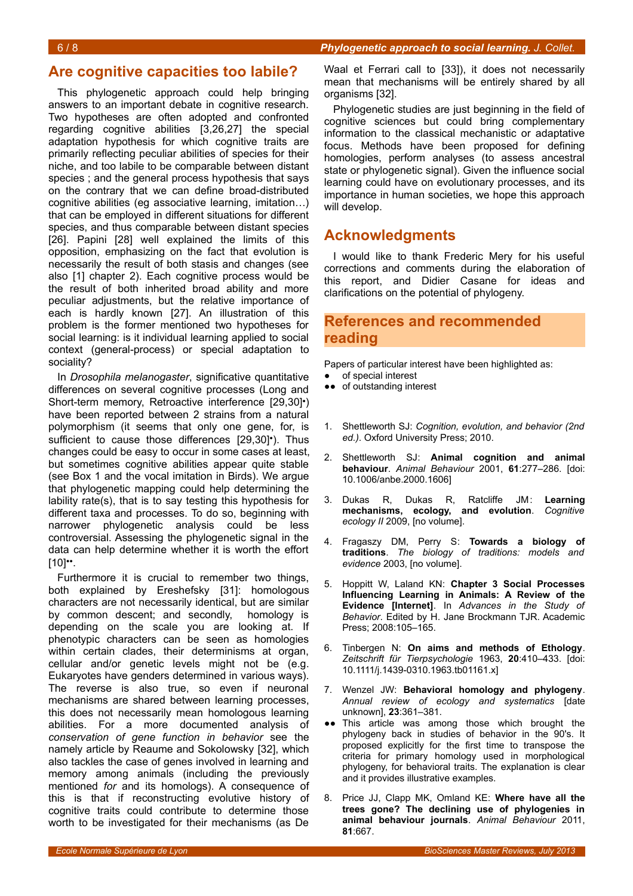## Are cognitive capacities too labile?

This phylogenetic approach could help bringing answers to an important debate in cognitive research. Two hypotheses are often adopted and confronted regarding cognitive abilities [3,26,27] the special adaptation hypothesis for which cognitive traits are primarily reflecting peculiar abilities of species for their niche, and too labile to be comparable between distant species ; and the general process hypothesis that says on the contrary that we can define broad-distributed cognitive abilities (eg associative learning, imitation…) that can be employed in different situations for different species, and thus comparable between distant species [26]. Papini [28] well explained the limits of this opposition, emphasizing on the fact that evolution is necessarily the result of both stasis and changes (see also [1] chapter 2). Each cognitive process would be the result of both inherited broad ability and more peculiar adjustments, but the relative importance of each is hardly known [27]. An illustration of this problem is the former mentioned two hypotheses for social learning: is it individual learning applied to social context (general-process) or special adaptation to sociality?

In *Drosophila melanogaster*, significative quantitative differences on several cognitive processes (Long and Short-term memory, Retroactive interference [29,30]•) have been reported between 2 strains from a natural polymorphism (it seems that only one gene, for, is sufficient to cause those differences [29,30]•). Thus changes could be easy to occur in some cases at least, but sometimes cognitive abilities appear quite stable (see Box 1 and the vocal imitation in Birds). We argue that phylogenetic mapping could help determining the lability rate(s), that is to say testing this hypothesis for different taxa and processes. To do so, beginning with narrower phylogenetic analysis could be less controversial. Assessing the phylogenetic signal in the data can help determine whether it is worth the effort [10]••.

Furthermore it is crucial to remember two things, both explained by Ereshefsky [31]: homologous characters are not necessarily identical, but are similar by common descent; and secondly, homology is depending on the scale you are looking at. If phenotypic characters can be seen as homologies within certain clades, their determinisms at organ, cellular and/or genetic levels might not be (e.g. Eukaryotes have genders determined in various ways). The reverse is also true, so even if neuronal mechanisms are shared between learning processes, this does not necessarily mean homologous learning abilities. For a more documented analysis of *conservation of gene function in behavior* see the namely article by Reaume and Sokolowsky [32], which also tackles the case of genes involved in learning and memory among animals (including the previously mentioned *for* and its homologs). A consequence of this is that if reconstructing evolutive history of cognitive traits could contribute to determine those worth to be investigated for their mechanisms (as De Waal et Ferrari call to [33]), it does not necessarily mean that mechanisms will be entirely shared by all organisms [32].

Phylogenetic studies are just beginning in the field of cognitive sciences but could bring complementary information to the classical mechanistic or adaptative focus. Methods have been proposed for defining homologies, perform analyses (to assess ancestral state or phylogenetic signal). Given the influence social learning could have on evolutionary processes, and its importance in human societies, we hope this approach will develop.

## Acknowledgments

I would like to thank Frederic Mery for his useful corrections and comments during the elaboration of this report, and Didier Casane for ideas and clarifications on the potential of phylogeny.

## References and recommended reading

Papers of particular interest have been highlighted as:
- ● of special interest
- ●● of outstanding interest

1. Shettleworth SJ: *Cognition, evolution, and behavior (2nd ed.)*. Oxford University Press; 2010.
2. Shettleworth SJ: **Animal cognition and animal behaviour**. *Animal Behaviour* 2001, **61**:277–286. [doi: 10.1006/anbe.2000.1606]
3. Dukas R, Dukas R, Ratcliffe JM: **Learning mechanisms, ecology, and evolution**. *Cognitive ecology II* 2009, [no volume].
4. Fragaszy DM, Perry S: **Towards a biology of traditions**. *The biology of traditions: models and evidence* 2003, [no volume].
5. Hoppitt W, Laland KN: **Chapter 3 Social Processes Influencing Learning in Animals: A Review of the Evidence [Internet]**. In *Advances in the Study of Behavior*. Edited by H. Jane Brockmann TJR. Academic Press; 2008:105–165.
6. Tinbergen N: **On aims and methods of Ethology**. *Zeitschrift für Tierpsychologie* 1963, **20**:410–433. [doi: 10.1111/j.1439-0310.1963.tb01161.x]
7. Wenzel JW: **Behavioral homology and phylogeny**. *Annual review of ecology and systematics* [date unknown], **23**:361–381.
   ●● This article was among those which brought the phylogeny back in studies of behavior in the 90's. It proposed explicitly for the first time to transpose the criteria for primary homology used in morphological phylogeny, for behavioral traits. The explanation is clear and it provides illustrative examples.
8. Price JJ, Clapp MK, Omland KE: **Where have all the trees gone? The declining use of phylogenies in animal behaviour journals**. *Animal Behaviour* 2011, **81**:667.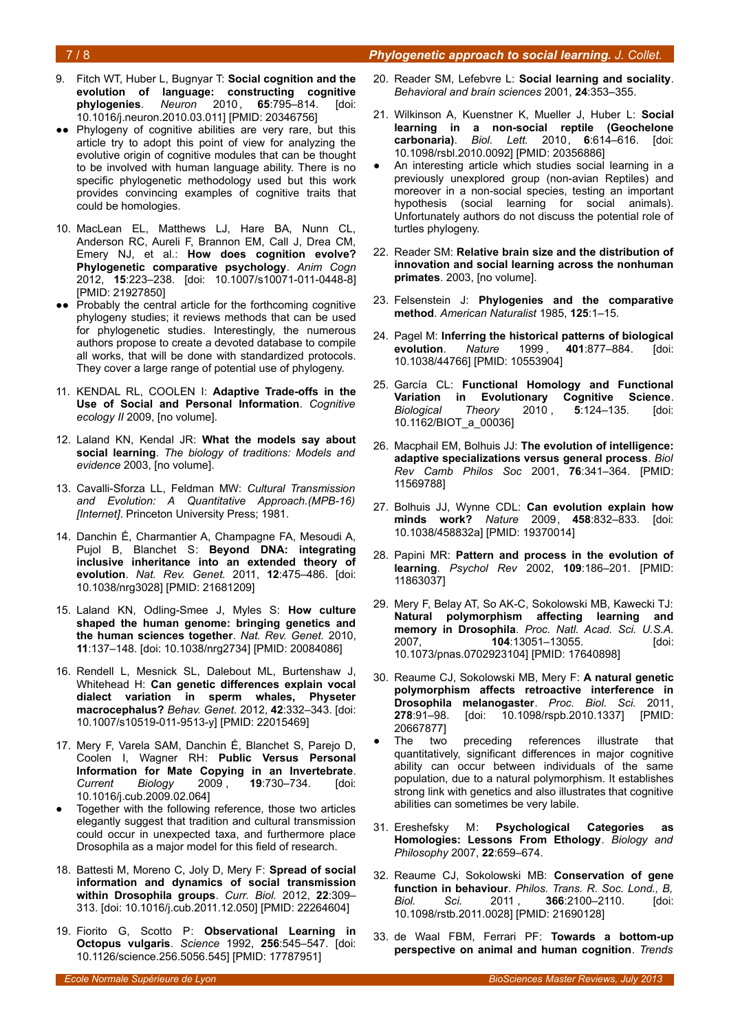9. Fitch WT, Huber L, Bugnyar T: **Social cognition and the evolution of language: constructing cognitive phylogenies**. *Neuron* 2010, **65**:795–814. [doi: 10.1016/j.neuron.2010.03.011] [PMID: 20346756]

- ●● Phylogeny of cognitive abilities are very rare, but this article try to adopt this point of view for analyzing the evolutive origin of cognitive modules that can be thought to be involved with human language ability. There is no specific phylogenetic methodology used but this work provides convincing examples of cognitive traits that could be homologies.

10. MacLean EL, Matthews LJ, Hare BA, Nunn CL, Anderson RC, Aureli F, Brannon EM, Call J, Drea CM, Emery NJ, et al.: **How does cognition evolve? Phylogenetic comparative psychology**. *Anim Cogn* 2012, **15**:223–238. [doi: 10.1007/s10071-011-0448-8] [PMID: 21927850]

- ●● Probably the central article for the forthcoming cognitive phylogeny studies; it reviews methods that can be used for phylogenetic studies. Interestingly, the numerous authors propose to create a devoted database to compile all works, that will be done with standardized protocols. They cover a large range of potential use of phylogeny.

11. KENDAL RL, COOLEN I: **Adaptive Trade-offs in the Use of Social and Personal Information**. *Cognitive ecology II* 2009, [no volume].

12. Laland KN, Kendal JR: **What the models say about social learning**. *The biology of traditions: Models and evidence* 2003, [no volume].

13. Cavalli-Sforza LL, Feldman MW: *Cultural Transmission and Evolution: A Quantitative Approach.(MPB-16) [Internet]*. Princeton University Press; 1981.

14. Danchin É, Charmantier A, Champagne FA, Mesoudi A, Pujol B, Blanchet S: **Beyond DNA: integrating inclusive inheritance into an extended theory of evolution**. *Nat. Rev. Genet.* 2011, **12**:475–486. [doi: 10.1038/nrg3028] [PMID: 21681209]

15. Laland KN, Odling-Smee J, Myles S: **How culture shaped the human genome: bringing genetics and the human sciences together**. *Nat. Rev. Genet.* 2010, **11**:137–148. [doi: 10.1038/nrg2734] [PMID: 20084086]

16. Rendell L, Mesnick SL, Dalebout ML, Burtenshaw J, Whitehead H: **Can genetic differences explain vocal dialect variation in sperm whales, Physeter macrocephalus?** *Behav. Genet.* 2012, **42**:332–343. [doi: 10.1007/s10519-011-9513-y] [PMID: 22015469]

17. Mery F, Varela SAM, Danchin É, Blanchet S, Parejo D, Coolen I, Wagner RH: **Public Versus Personal Information for Mate Copying in an Invertebrate**. *Current Biology* 2009, **19**:730–734. [doi: 10.1016/j.cub.2009.02.064]

- ● Together with the following reference, those two articles elegantly suggest that tradition and cultural transmission could occur in unexpected taxa, and furthermore place Drosophila as a major model for this field of research.

18. Battesti M, Moreno C, Joly D, Mery F: **Spread of social information and dynamics of social transmission within Drosophila groups**. *Curr. Biol.* 2012, **22**:309–313. [doi: 10.1016/j.cub.2011.12.050] [PMID: 22264604]

19. Fiorito G, Scotto P: **Observational Learning in Octopus vulgaris**. *Science* 1992, **256**:545–547. [doi: 10.1126/science.256.5056.545] [PMID: 17787951]

20. Reader SM, Lefebvre L: **Social learning and sociality**. *Behavioral and brain sciences* 2001, **24**:353–355.

21. Wilkinson A, Kuenstner K, Mueller J, Huber L: **Social learning in a non-social reptile (Geochelone carbonaria)**. *Biol. Lett.* 2010, **6**:614–616. [doi: 10.1098/rsbl.2010.0092] [PMID: 20356886]

- ● An interesting article which studies social learning in a previously unexplored group (non-avian Reptiles) and moreover in a non-social species, testing an important hypothesis (social learning for social animals). Unfortunately authors do not discuss the potential role of turtles phylogeny.

22. Reader SM: **Relative brain size and the distribution of innovation and social learning across the nonhuman primates**. 2003, [no volume].

23. Felsenstein J: **Phylogenies and the comparative method**. *American Naturalist* 1985, **125**:1–15.

24. Pagel M: **Inferring the historical patterns of biological evolution**. *Nature* 1999, **401**:877–884. [doi: 10.1038/44766] [PMID: 10553904]

25. García CL: **Functional Homology and Functional Variation in Evolutionary Cognitive Science**. *Biological Theory* 2010, **5**:124–135. [doi: 10.1162/BIOT_a_00036]

26. Macphail EM, Bolhuis JJ: **The evolution of intelligence: adaptive specializations versus general process**. *Biol Rev Camb Philos Soc* 2001, **76**:341–364. [PMID: 11569788]

27. Bolhuis JJ, Wynne CDL: **Can evolution explain how minds work?** *Nature* 2009, **458**:832–833. [doi: 10.1038/458832a] [PMID: 19370014]

28. Papini MR: **Pattern and process in the evolution of learning**. *Psychol Rev* 2002, **109**:186–201. [PMID: 11863037]

29. Mery F, Belay AT, So AK-C, Sokolowski MB, Kawecki TJ: **Natural polymorphism affecting learning and memory in Drosophila**. *Proc. Natl. Acad. Sci. U.S.A.* 2007, **104**:13051–13055. [doi: 10.1073/pnas.0702923104] [PMID: 17640898]

30. Reaume CJ, Sokolowski MB, Mery F: **A natural genetic polymorphism affects retroactive interference in Drosophila melanogaster**. *Proc. Biol. Sci.* 2011, **278**:91–98. [doi: 10.1098/rspb.2010.1337] [PMID: 20667877]

- ● The two preceding references illustrate that quantitatively, significant differences in major cognitive ability can occur between individuals of the same population, due to a natural polymorphism. It establishes strong link with genetics and also illustrates that cognitive abilities can sometimes be very labile.

31. Ereshefsky M: **Psychological Categories as Homologies: Lessons From Ethology**. *Biology and Philosophy* 2007, **22**:659–674.

32. Reaume CJ, Sokolowski MB: **Conservation of gene function in behaviour**. *Philos. Trans. R. Soc. Lond., B, Biol. Sci.* 2011, **366**:2100–2110. [doi: 10.1098/rstb.2011.0028] [PMID: 21690128]

33. de Waal FBM, Ferrari PF: **Towards a bottom-up perspective on animal and human cognition**. *Trends*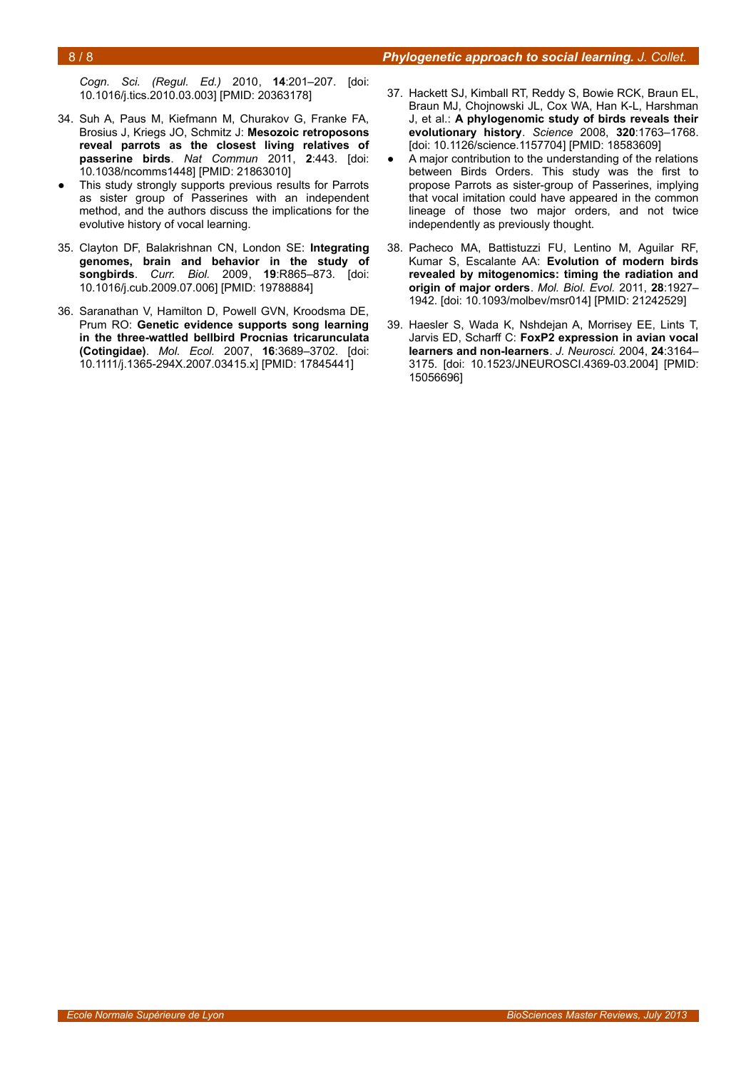*Cogn. Sci. (Regul. Ed.)* 2010, **14**:201–207. [doi: 10.1016/j.tics.2010.03.003] [PMID: 20363178]

34. Suh A, Paus M, Kiefmann M, Churakov G, Franke FA, Brosius J, Kriegs JO, Schmitz J: **Mesozoic retroposons reveal parrots as the closest living relatives of passerine birds**. *Nat Commun* 2011, **2**:443. [doi: 10.1038/ncomms1448] [PMID: 21863010]

- This study strongly supports previous results for Parrots as sister group of Passerines with an independent method, and the authors discuss the implications for the evolutive history of vocal learning.

35. Clayton DF, Balakrishnan CN, London SE: **Integrating genomes, brain and behavior in the study of songbirds**. *Curr. Biol.* 2009, **19**:R865–873. [doi: 10.1016/j.cub.2009.07.006] [PMID: 19788884]

36. Saranathan V, Hamilton D, Powell GVN, Kroodsma DE, Prum RO: **Genetic evidence supports song learning in the three-wattled bellbird Procnias tricarunculata (Cotingidae)**. *Mol. Ecol.* 2007, **16**:3689–3702. [doi: 10.1111/j.1365-294X.2007.03415.x] [PMID: 17845441]

37. Hackett SJ, Kimball RT, Reddy S, Bowie RCK, Braun EL, Braun MJ, Chojnowski JL, Cox WA, Han K-L, Harshman J, et al.: **A phylogenomic study of birds reveals their evolutionary history**. *Science* 2008, **320**:1763–1768. [doi: 10.1126/science.1157704] [PMID: 18583609]

- A major contribution to the understanding of the relations between Birds Orders. This study was the first to propose Parrots as sister-group of Passerines, implying that vocal imitation could have appeared in the common lineage of those two major orders, and not twice independently as previously thought.

38. Pacheco MA, Battistuzzi FU, Lentino M, Aguilar RF, Kumar S, Escalante AA: **Evolution of modern birds revealed by mitogenomics: timing the radiation and origin of major orders**. *Mol. Biol. Evol.* 2011, **28**:1927–1942. [doi: 10.1093/molbev/msr014] [PMID: 21242529]

39. Haesler S, Wada K, Nshdejan A, Morrisey EE, Lints T, Jarvis ED, Scharff C: **FoxP2 expression in avian vocal learners and non-learners**. *J. Neurosci.* 2004, **24**:3164–3175. [doi: 10.1523/JNEUROSCI.4369-03.2004] [PMID: 15056696]